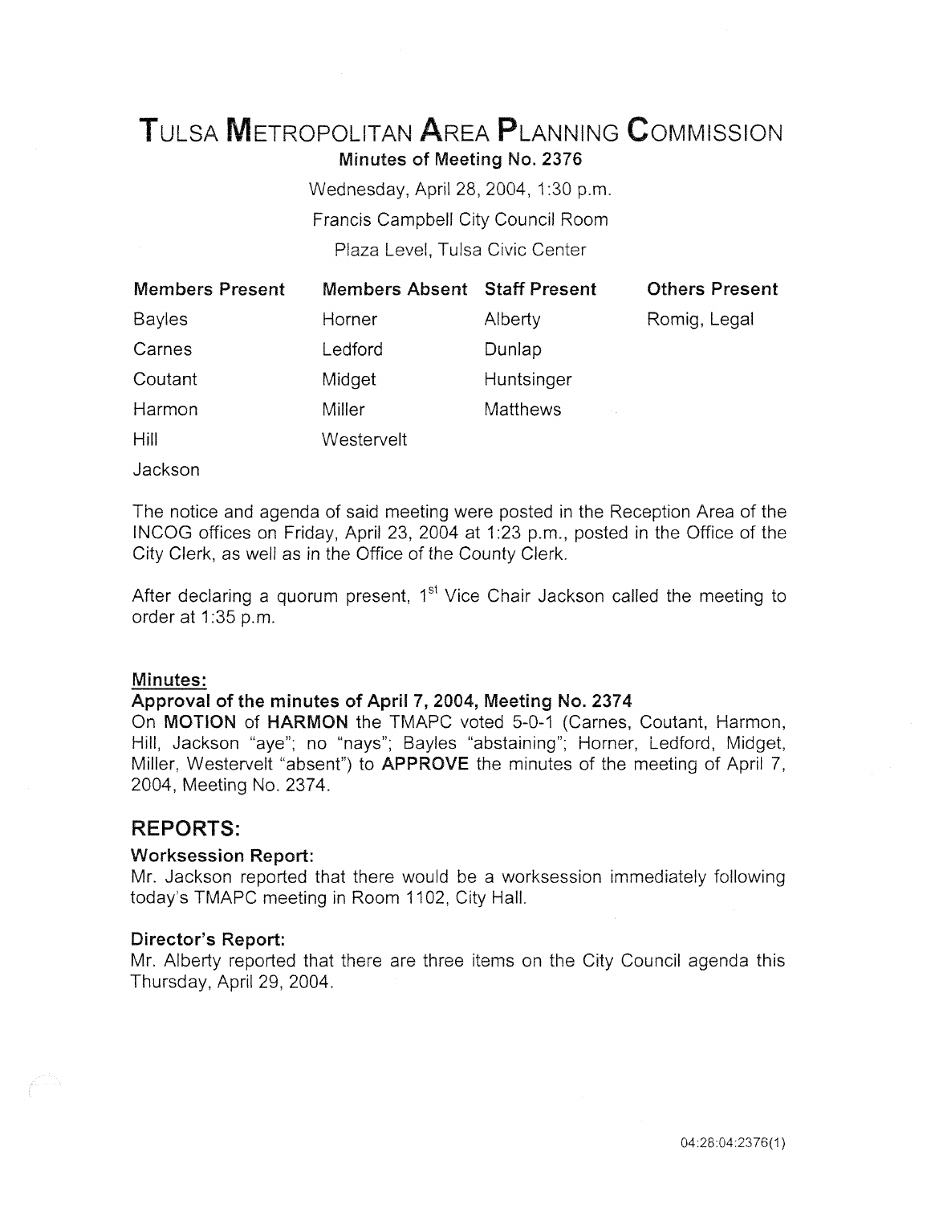# Tulsa Metropolitan Area Planning Commission

**Minutes of Meeting No. 2376**

Wednesday, April 28, 2004, 1:30 p.m.

Francis Campbell City Council Room

Plaza Level, Tulsa Civic Center

| Members Present | Members Absent | Staff Present | Others Present |
|---|---|---|---|
| Bayles | Horner | Alberty | Romig, Legal |
| Carnes | Ledford | Dunlap | |
| Coutant | Midget | Huntsinger | |
| Harmon | Miller | Matthews | |
| Hill | Westervelt | | |
| Jackson | | | |

The notice and agenda of said meeting were posted in the Reception Area of the INCOG offices on Friday, April 23, 2004 at 1:23 p.m., posted in the Office of the City Clerk, as well as in the Office of the County Clerk.

After declaring a quorum present, 1st Vice Chair Jackson called the meeting to order at 1:35 p.m.

### Minutes:

**Approval of the minutes of April 7, 2004, Meeting No. 2374**

On **MOTION** of **HARMON** the TMAPC voted 5-0-1 (Carnes, Coutant, Harmon, Hill, Jackson "aye"; no "nays"; Bayles "abstaining"; Horner, Ledford, Midget, Miller, Westervelt "absent") to **APPROVE** the minutes of the meeting of April 7, 2004, Meeting No. 2374.

## REPORTS:

**Worksession Report:**

Mr. Jackson reported that there would be a worksession immediately following today's TMAPC meeting in Room 1102, City Hall.

**Director's Report:**

Mr. Alberty reported that there are three items on the City Council agenda this Thursday, April 29, 2004.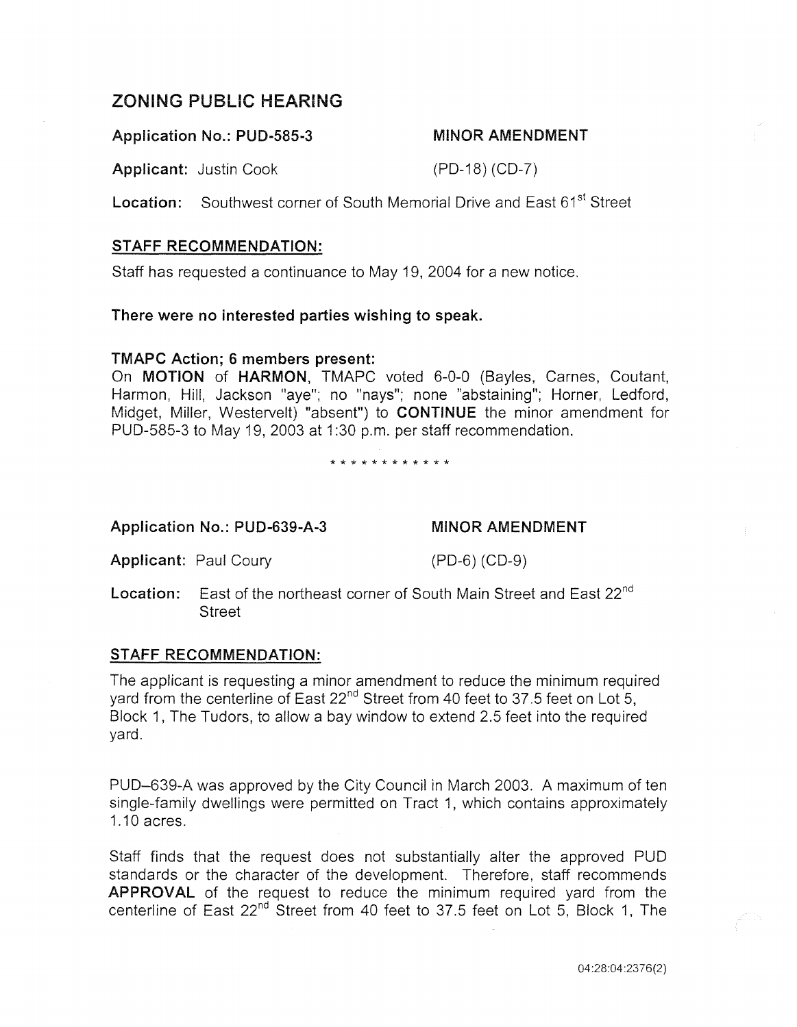## ZONING PUBLIC HEARING

**Application No.: PUD-585-3** **MINOR AMENDMENT**

**Applicant:** Justin Cook (PD-18) (CD-7)

**Location:** Southwest corner of South Memorial Drive and East 61st Street

### STAFF RECOMMENDATION:

Staff has requested a continuance to May 19, 2004 for a new notice.

**There were no interested parties wishing to speak.**

**TMAPC Action; 6 members present:**

On **MOTION** of **HARMON**, TMAPC voted 6-0-0 (Bayles, Carnes, Coutant, Harmon, Hill, Jackson "aye"; no "nays"; none "abstaining"; Horner, Ledford, Midget, Miller, Westervelt) "absent") to **CONTINUE** the minor amendment for PUD-585-3 to May 19, 2003 at 1:30 p.m. per staff recommendation.

* * * * * * * * * * * *

**Application No.: PUD-639-A-3** **MINOR AMENDMENT**

**Applicant:** Paul Coury (PD-6) (CD-9)

**Location:** East of the northeast corner of South Main Street and East 22nd Street

### STAFF RECOMMENDATION:

The applicant is requesting a minor amendment to reduce the minimum required yard from the centerline of East 22nd Street from 40 feet to 37.5 feet on Lot 5, Block 1, The Tudors, to allow a bay window to extend 2.5 feet into the required yard.

PUD–639-A was approved by the City Council in March 2003. A maximum of ten single-family dwellings were permitted on Tract 1, which contains approximately 1.10 acres.

Staff finds that the request does not substantially alter the approved PUD standards or the character of the development. Therefore, staff recommends **APPROVAL** of the request to reduce the minimum required yard from the centerline of East 22nd Street from 40 feet to 37.5 feet on Lot 5, Block 1, The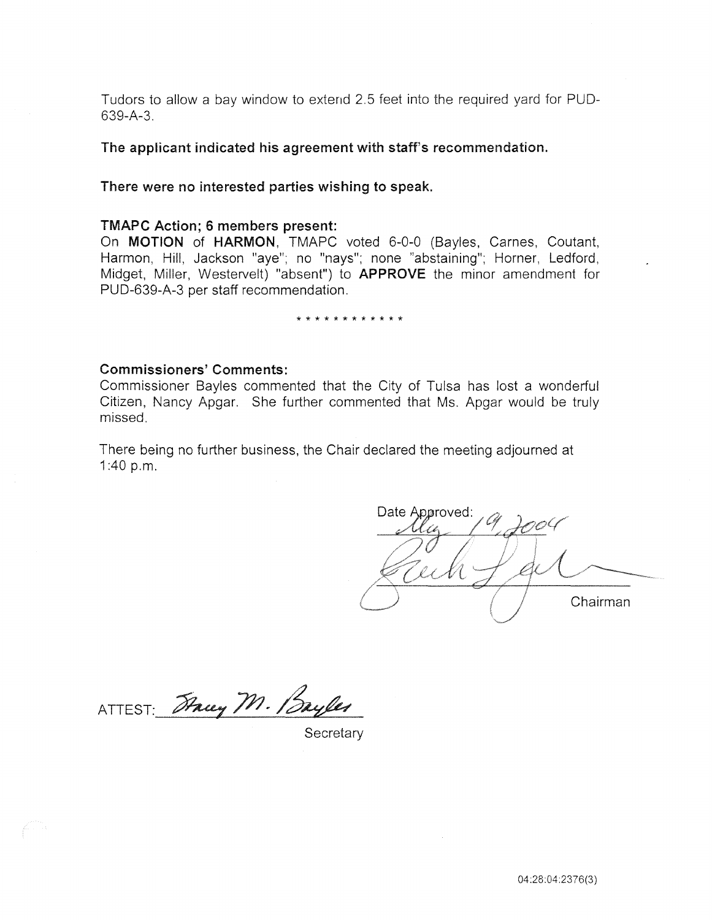Tudors to allow a bay window to extend 2.5 feet into the required yard for PUD-639-A-3.

**The applicant indicated his agreement with staff's recommendation.**

**There were no interested parties wishing to speak.**

**TMAPC Action; 6 members present:**

On **MOTION** of **HARMON**, TMAPC voted 6-0-0 (Bayles, Carnes, Coutant, Harmon, Hill, Jackson "aye"; no "nays"; none "abstaining"; Horner, Ledford, Midget, Miller, Westervelt) "absent") to **APPROVE** the minor amendment for PUD-639-A-3 per staff recommendation.

* * * * * * * * * * * *

**Commissioners' Comments:**

Commissioner Bayles commented that the City of Tulsa has lost a wonderful Citizen, Nancy Apgar. She further commented that Ms. Apgar would be truly missed.

There being no further business, the Chair declared the meeting adjourned at 1:40 p.m.

Date Approved: May 19, 2004

Chairman

ATTEST: Stacey M. Bayles

Secretary

04:28:04:2376(3)